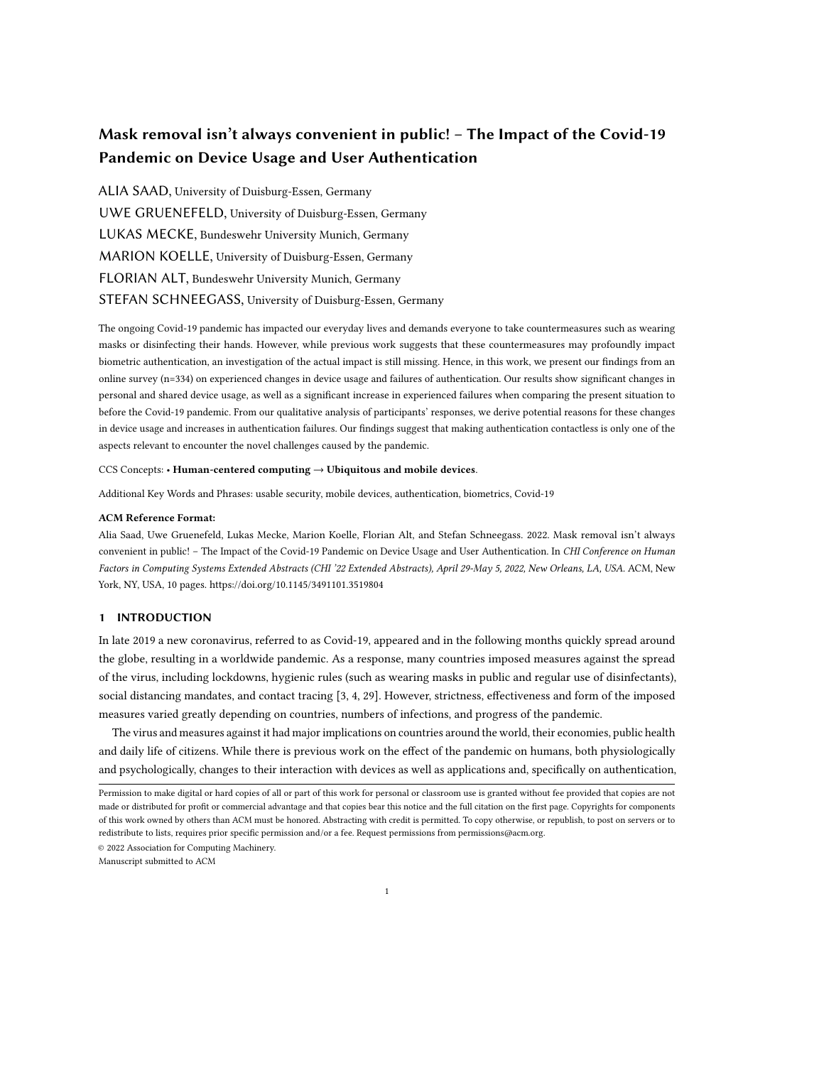# Mask removal isn't always convenient in public! – The Impact of the Covid-19 Pandemic on Device Usage and User Authentication

ALIA SAAD, University of Duisburg-Essen, Germany

UWE GRUENEFELD, University of Duisburg-Essen, Germany

LUKAS MECKE, Bundeswehr University Munich, Germany

MARION KOELLE, University of Duisburg-Essen, Germany

FLORIAN ALT, Bundeswehr University Munich, Germany

STEFAN SCHNEEGASS, University of Duisburg-Essen, Germany

The ongoing Covid-19 pandemic has impacted our everyday lives and demands everyone to take countermeasures such as wearing masks or disinfecting their hands. However, while previous work suggests that these countermeasures may profoundly impact biometric authentication, an investigation of the actual impact is still missing. Hence, in this work, we present our findings from an online survey (n=334) on experienced changes in device usage and failures of authentication. Our results show significant changes in personal and shared device usage, as well as a significant increase in experienced failures when comparing the present situation to before the Covid-19 pandemic. From our qualitative analysis of participants' responses, we derive potential reasons for these changes in device usage and increases in authentication failures. Our findings suggest that making authentication contactless is only one of the aspects relevant to encounter the novel challenges caused by the pandemic.

CCS Concepts: • **Human-centered computing → Ubiquitous and mobile devices**.

Additional Key Words and Phrases: usable security, mobile devices, authentication, biometrics, Covid-19

**ACM Reference Format:**

Alia Saad, Uwe Gruenefeld, Lukas Mecke, Marion Koelle, Florian Alt, and Stefan Schneegass. 2022. Mask removal isn't always convenient in public! – The Impact of the Covid-19 Pandemic on Device Usage and User Authentication. In *CHI Conference on Human Factors in Computing Systems Extended Abstracts (CHI '22 Extended Abstracts), April 29-May 5, 2022, New Orleans, LA, USA.* ACM, New York, NY, USA, 10 pages. https://doi.org/10.1145/3491101.3519804

## 1 INTRODUCTION

In late 2019 a new coronavirus, referred to as Covid-19, appeared and in the following months quickly spread around the globe, resulting in a worldwide pandemic. As a response, many countries imposed measures against the spread of the virus, including lockdowns, hygienic rules (such as wearing masks in public and regular use of disinfectants), social distancing mandates, and contact tracing [3, 4, 29]. However, strictness, effectiveness and form of the imposed measures varied greatly depending on countries, numbers of infections, and progress of the pandemic.

The virus and measures against it had major implications on countries around the world, their economies, public health and daily life of citizens. While there is previous work on the effect of the pandemic on humans, both physiologically and psychologically, changes to their interaction with devices as well as applications and, specifically on authentication,

Permission to make digital or hard copies of all or part of this work for personal or classroom use is granted without fee provided that copies are not made or distributed for profit or commercial advantage and that copies bear this notice and the full citation on the first page. Copyrights for components of this work owned by others than ACM must be honored. Abstracting with credit is permitted. To copy otherwise, or republish, to post on servers or to redistribute to lists, requires prior specific permission and/or a fee. Request permissions from permissions@acm.org.

© 2022 Association for Computing Machinery.

Manuscript submitted to ACM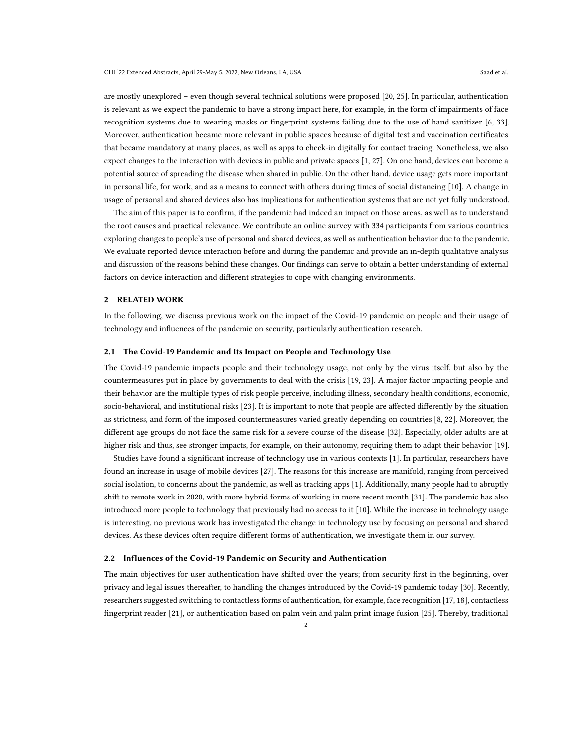are mostly unexplored – even though several technical solutions were proposed [20, 25]. In particular, authentication is relevant as we expect the pandemic to have a strong impact here, for example, in the form of impairments of face recognition systems due to wearing masks or fingerprint systems failing due to the use of hand sanitizer [6, 33]. Moreover, authentication became more relevant in public spaces because of digital test and vaccination certificates that became mandatory at many places, as well as apps to check-in digitally for contact tracing. Nonetheless, we also expect changes to the interaction with devices in public and private spaces [1, 27]. On one hand, devices can become a potential source of spreading the disease when shared in public. On the other hand, device usage gets more important in personal life, for work, and as a means to connect with others during times of social distancing [10]. A change in usage of personal and shared devices also has implications for authentication systems that are not yet fully understood.

The aim of this paper is to confirm, if the pandemic had indeed an impact on those areas, as well as to understand the root causes and practical relevance. We contribute an online survey with 334 participants from various countries exploring changes to people's use of personal and shared devices, as well as authentication behavior due to the pandemic. We evaluate reported device interaction before and during the pandemic and provide an in-depth qualitative analysis and discussion of the reasons behind these changes. Our findings can serve to obtain a better understanding of external factors on device interaction and different strategies to cope with changing environments.

## 2 RELATED WORK

In the following, we discuss previous work on the impact of the Covid-19 pandemic on people and their usage of technology and influences of the pandemic on security, particularly authentication research.

### 2.1 The Covid-19 Pandemic and Its Impact on People and Technology Use

The Covid-19 pandemic impacts people and their technology usage, not only by the virus itself, but also by the countermeasures put in place by governments to deal with the crisis [19, 23]. A major factor impacting people and their behavior are the multiple types of risk people perceive, including illness, secondary health conditions, economic, socio-behavioral, and institutional risks [23]. It is important to note that people are affected differently by the situation as strictness, and form of the imposed countermeasures varied greatly depending on countries [8, 22]. Moreover, the different age groups do not face the same risk for a severe course of the disease [32]. Especially, older adults are at higher risk and thus, see stronger impacts, for example, on their autonomy, requiring them to adapt their behavior [19].

Studies have found a significant increase of technology use in various contexts [1]. In particular, researchers have found an increase in usage of mobile devices [27]. The reasons for this increase are manifold, ranging from perceived social isolation, to concerns about the pandemic, as well as tracking apps [1]. Additionally, many people had to abruptly shift to remote work in 2020, with more hybrid forms of working in more recent month [31]. The pandemic has also introduced more people to technology that previously had no access to it [10]. While the increase in technology usage is interesting, no previous work has investigated the change in technology use by focusing on personal and shared devices. As these devices often require different forms of authentication, we investigate them in our survey.

### 2.2 Influences of the Covid-19 Pandemic on Security and Authentication

The main objectives for user authentication have shifted over the years; from security first in the beginning, over privacy and legal issues thereafter, to handling the changes introduced by the Covid-19 pandemic today [30]. Recently, researchers suggested switching to contactless forms of authentication, for example, face recognition [17, 18], contactless fingerprint reader [21], or authentication based on palm vein and palm print image fusion [25]. Thereby, traditional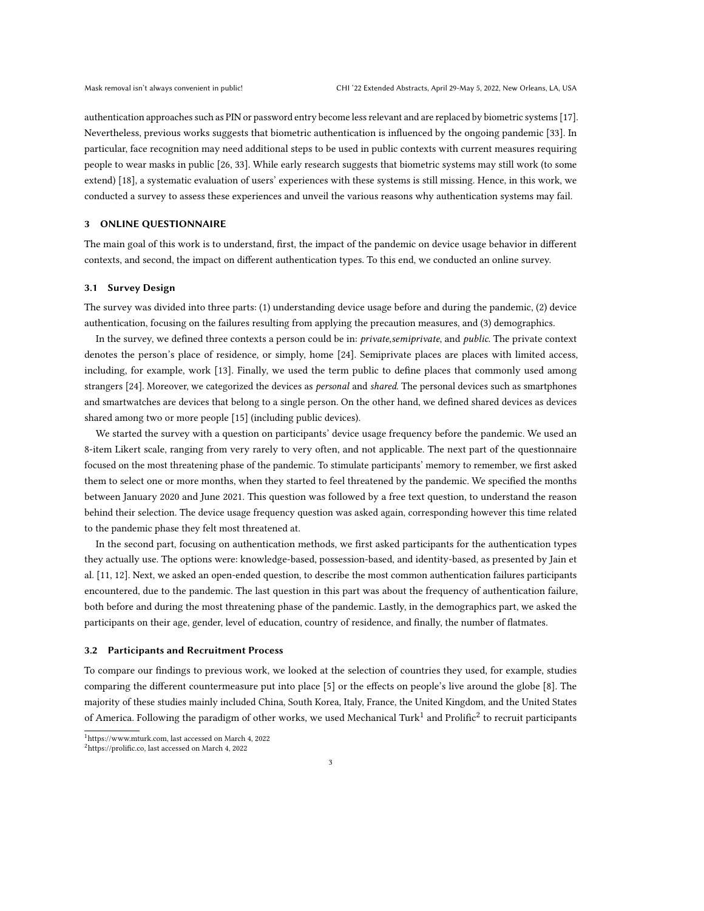authentication approaches such as PIN or password entry become less relevant and are replaced by biometric systems [17]. Nevertheless, previous works suggests that biometric authentication is influenced by the ongoing pandemic [33]. In particular, face recognition may need additional steps to be used in public contexts with current measures requiring people to wear masks in public [26, 33]. While early research suggests that biometric systems may still work (to some extend) [18], a systematic evaluation of users' experiences with these systems is still missing. Hence, in this work, we conducted a survey to assess these experiences and unveil the various reasons why authentication systems may fail.

## 3 ONLINE QUESTIONNAIRE

The main goal of this work is to understand, first, the impact of the pandemic on device usage behavior in different contexts, and second, the impact on different authentication types. To this end, we conducted an online survey.

### 3.1 Survey Design

The survey was divided into three parts: (1) understanding device usage before and during the pandemic, (2) device authentication, focusing on the failures resulting from applying the precaution measures, and (3) demographics.

In the survey, we defined three contexts a person could be in: *private*,*semiprivate*, and *public*. The private context denotes the person's place of residence, or simply, home [24]. Semiprivate places are places with limited access, including, for example, work [13]. Finally, we used the term public to define places that commonly used among strangers [24]. Moreover, we categorized the devices as *personal* and *shared*. The personal devices such as smartphones and smartwatches are devices that belong to a single person. On the other hand, we defined shared devices as devices shared among two or more people [15] (including public devices).

We started the survey with a question on participants' device usage frequency before the pandemic. We used an 8-item Likert scale, ranging from very rarely to very often, and not applicable. The next part of the questionnaire focused on the most threatening phase of the pandemic. To stimulate participants' memory to remember, we first asked them to select one or more months, when they started to feel threatened by the pandemic. We specified the months between January 2020 and June 2021. This question was followed by a free text question, to understand the reason behind their selection. The device usage frequency question was asked again, corresponding however this time related to the pandemic phase they felt most threatened at.

In the second part, focusing on authentication methods, we first asked participants for the authentication types they actually use. The options were: knowledge-based, possession-based, and identity-based, as presented by Jain et al. [11, 12]. Next, we asked an open-ended question, to describe the most common authentication failures participants encountered, due to the pandemic. The last question in this part was about the frequency of authentication failure, both before and during the most threatening phase of the pandemic. Lastly, in the demographics part, we asked the participants on their age, gender, level of education, country of residence, and finally, the number of flatmates.

### 3.2 Participants and Recruitment Process

To compare our findings to previous work, we looked at the selection of countries they used, for example, studies comparing the different countermeasure put into place [5] or the effects on people's live around the globe [8]. The majority of these studies mainly included China, South Korea, Italy, France, the United Kingdom, and the United States of America. Following the paradigm of other works, we used Mechanical Turk[1] and Prolific[2] to recruit participants

[1] https://www.mturk.com, last accessed on March 4, 2022

[2] https://prolific.co, last accessed on March 4, 2022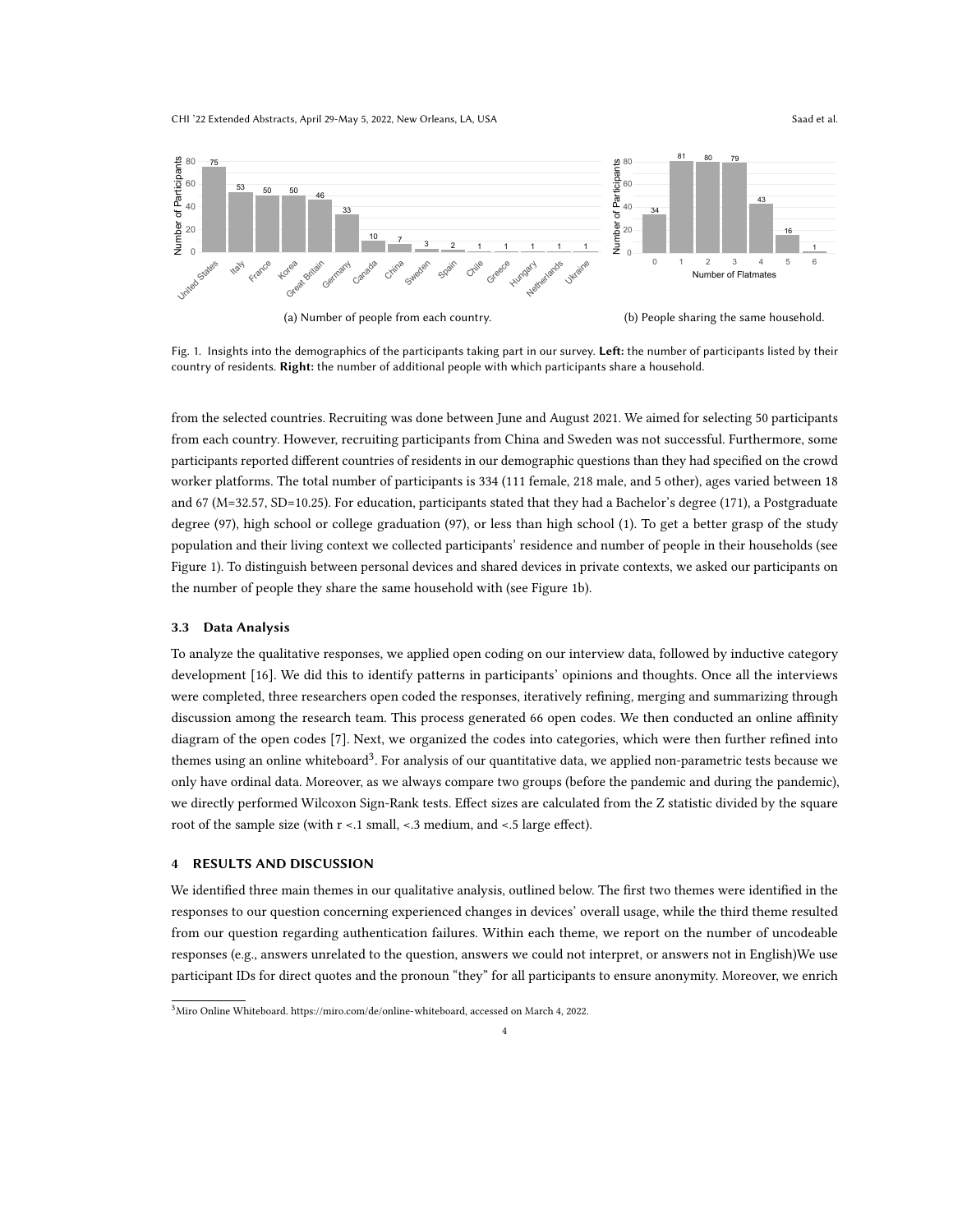(a) Number of people from each country.

(b) People sharing the same household.

Fig. 1. Insights into the demographics of the participants taking part in our survey. **Left:** the number of participants listed by their country of residents. **Right:** the number of additional people with which participants share a household.

from the selected countries. Recruiting was done between June and August 2021. We aimed for selecting 50 participants from each country. However, recruiting participants from China and Sweden was not successful. Furthermore, some participants reported different countries of residents in our demographic questions than they had specified on the crowd worker platforms. The total number of participants is 334 (111 female, 218 male, and 5 other), ages varied between 18 and 67 (M=32.57, SD=10.25). For education, participants stated that they had a Bachelor's degree (171), a Postgraduate degree (97), high school or college graduation (97), or less than high school (1). To get a better grasp of the study population and their living context we collected participants' residence and number of people in their households (see Figure 1). To distinguish between personal devices and shared devices in private contexts, we asked our participants on the number of people they share the same household with (see Figure 1b).

### 3.3 Data Analysis

To analyze the qualitative responses, we applied open coding on our interview data, followed by inductive category development [16]. We did this to identify patterns in participants' opinions and thoughts. Once all the interviews were completed, three researchers open coded the responses, iteratively refining, merging and summarizing through discussion among the research team. This process generated 66 open codes. We then conducted an online affinity diagram of the open codes [7]. Next, we organized the codes into categories, which were then further refined into themes using an online whiteboard[3]. For analysis of our quantitative data, we applied non-parametric tests because we only have ordinal data. Moreover, as we always compare two groups (before the pandemic and during the pandemic), we directly performed Wilcoxon Sign-Rank tests. Effect sizes are calculated from the Z statistic divided by the square root of the sample size (with r <.1 small, <.3 medium, and <.5 large effect).

## 4 RESULTS AND DISCUSSION

We identified three main themes in our qualitative analysis, outlined below. The first two themes were identified in the responses to our question concerning experienced changes in devices' overall usage, while the third theme resulted from our question regarding authentication failures. Within each theme, we report on the number of uncodeable responses (e.g., answers unrelated to the question, answers we could not interpret, or answers not in English)We use participant IDs for direct quotes and the pronoun "they" for all participants to ensure anonymity. Moreover, we enrich

[3] Miro Online Whiteboard. https://miro.com/de/online-whiteboard, accessed on March 4, 2022.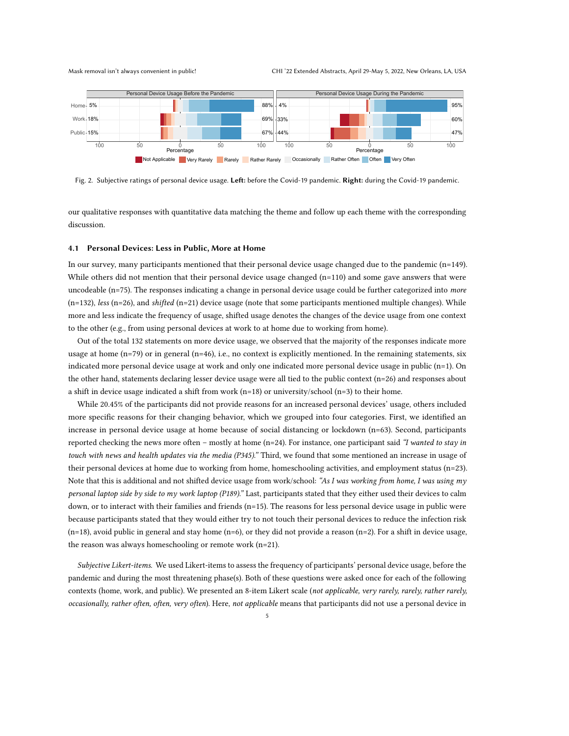Fig. 2. Subjective ratings of personal device usage. **Left:** before the Covid-19 pandemic. **Right:** during the Covid-19 pandemic.

our qualitative responses with quantitative data matching the theme and follow up each theme with the corresponding discussion.

### 4.1 Personal Devices: Less in Public, More at Home

In our survey, many participants mentioned that their personal device usage changed due to the pandemic (n=149). While others did not mention that their personal device usage changed (n=110) and some gave answers that were uncodeable (n=75). The responses indicating a change in personal device usage could be further categorized into *more* (n=132), *less* (n=26), and *shifted* (n=21) device usage (note that some participants mentioned multiple changes). While more and less indicate the frequency of usage, shifted usage denotes the changes of the device usage from one context to the other (e.g., from using personal devices at work to at home due to working from home).

Out of the total 132 statements on more device usage, we observed that the majority of the responses indicate more usage at home (n=79) or in general (n=46), i.e., no context is explicitly mentioned. In the remaining statements, six indicated more personal device usage at work and only one indicated more personal device usage in public (n=1). On the other hand, statements declaring lesser device usage were all tied to the public context (n=26) and responses about a shift in device usage indicated a shift from work (n=18) or university/school (n=3) to their home.

While 20.45% of the participants did not provide reasons for an increased personal devices' usage, others included more specific reasons for their changing behavior, which we grouped into four categories. First, we identified an increase in personal device usage at home because of social distancing or lockdown (n=63). Second, participants reported checking the news more often – mostly at home (n=24). For instance, one participant said *"I wanted to stay in touch with news and health updates via the media (P345)."* Third, we found that some mentioned an increase in usage of their personal devices at home due to working from home, homeschooling activities, and employment status (n=23). Note that this is additional and not shifted device usage from work/school: *"As I was working from home, I was using my personal laptop side by side to my work laptop (P189)."* Last, participants stated that they either used their devices to calm down, or to interact with their families and friends (n=15). The reasons for less personal device usage in public were because participants stated that they would either try to not touch their personal devices to reduce the infection risk (n=18), avoid public in general and stay home (n=6), or they did not provide a reason (n=2). For a shift in device usage, the reason was always homeschooling or remote work (n=21).

*Subjective Likert-items.* We used Likert-items to assess the frequency of participants' personal device usage, before the pandemic and during the most threatening phase(s). Both of these questions were asked once for each of the following contexts (home, work, and public). We presented an 8-item Likert scale (*not applicable, very rarely, rarely, rather rarely, occasionally, rather often, often, very often*). Here, *not applicable* means that participants did not use a personal device in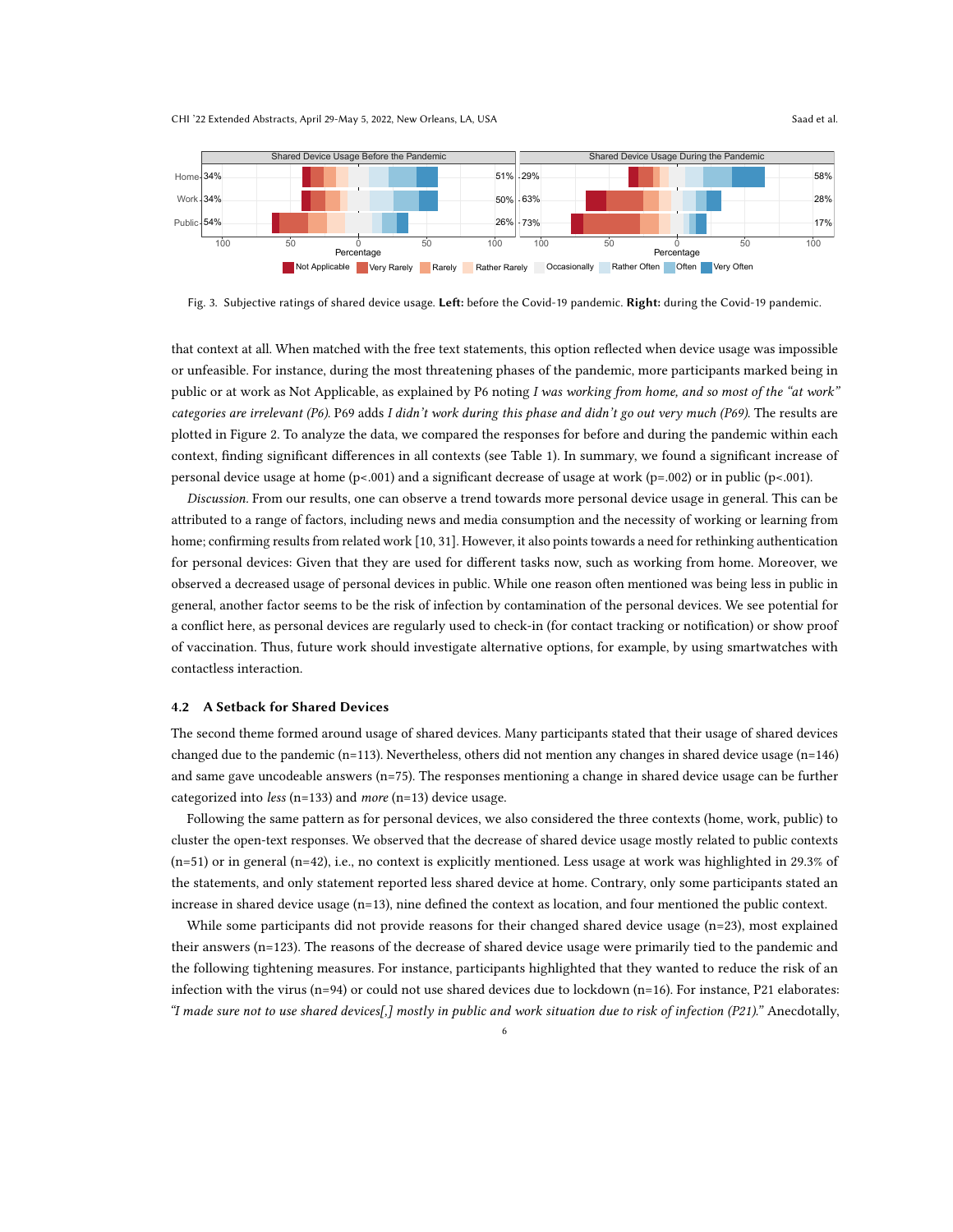Fig. 3. Subjective ratings of shared device usage. **Left:** before the Covid-19 pandemic. **Right:** during the Covid-19 pandemic.

that context at all. When matched with the free text statements, this option reflected when device usage was impossible or unfeasible. For instance, during the most threatening phases of the pandemic, more participants marked being in public or at work as Not Applicable, as explained by P6 noting *I was working from home, and so most of the "at work" categories are irrelevant (P6)*. P69 adds *I didn't work during this phase and didn't go out very much (P69)*. The results are plotted in Figure 2. To analyze the data, we compared the responses for before and during the pandemic within each context, finding significant differences in all contexts (see Table 1). In summary, we found a significant increase of personal device usage at home ($p<.001$) and a significant decrease of usage at work ($p=.002$) or in public ($p<.001$).

*Discussion.* From our results, one can observe a trend towards more personal device usage in general. This can be attributed to a range of factors, including news and media consumption and the necessity of working or learning from home; confirming results from related work [10, 31]. However, it also points towards a need for rethinking authentication for personal devices: Given that they are used for different tasks now, such as working from home. Moreover, we observed a decreased usage of personal devices in public. While one reason often mentioned was being less in public in general, another factor seems to be the risk of infection by contamination of the personal devices. We see potential for a conflict here, as personal devices are regularly used to check-in (for contact tracking or notification) or show proof of vaccination. Thus, future work should investigate alternative options, for example, by using smartwatches with contactless interaction.

### 4.2 A Setback for Shared Devices

The second theme formed around usage of shared devices. Many participants stated that their usage of shared devices changed due to the pandemic (n=113). Nevertheless, others did not mention any changes in shared device usage (n=146) and same gave uncodeable answers (n=75). The responses mentioning a change in shared device usage can be further categorized into *less* (n=133) and *more* (n=13) device usage.

Following the same pattern as for personal devices, we also considered the three contexts (home, work, public) to cluster the open-text responses. We observed that the decrease of shared device usage mostly related to public contexts (n=51) or in general (n=42), i.e., no context is explicitly mentioned. Less usage at work was highlighted in 29.3% of the statements, and only statement reported less shared device at home. Contrary, only some participants stated an increase in shared device usage (n=13), nine defined the context as location, and four mentioned the public context.

While some participants did not provide reasons for their changed shared device usage (n=23), most explained their answers (n=123). The reasons of the decrease of shared device usage were primarily tied to the pandemic and the following tightening measures. For instance, participants highlighted that they wanted to reduce the risk of an infection with the virus (n=94) or could not use shared devices due to lockdown (n=16). For instance, P21 elaborates: *"I made sure not to use shared devices[,] mostly in public and work situation due to risk of infection (P21)."* Anecdotally,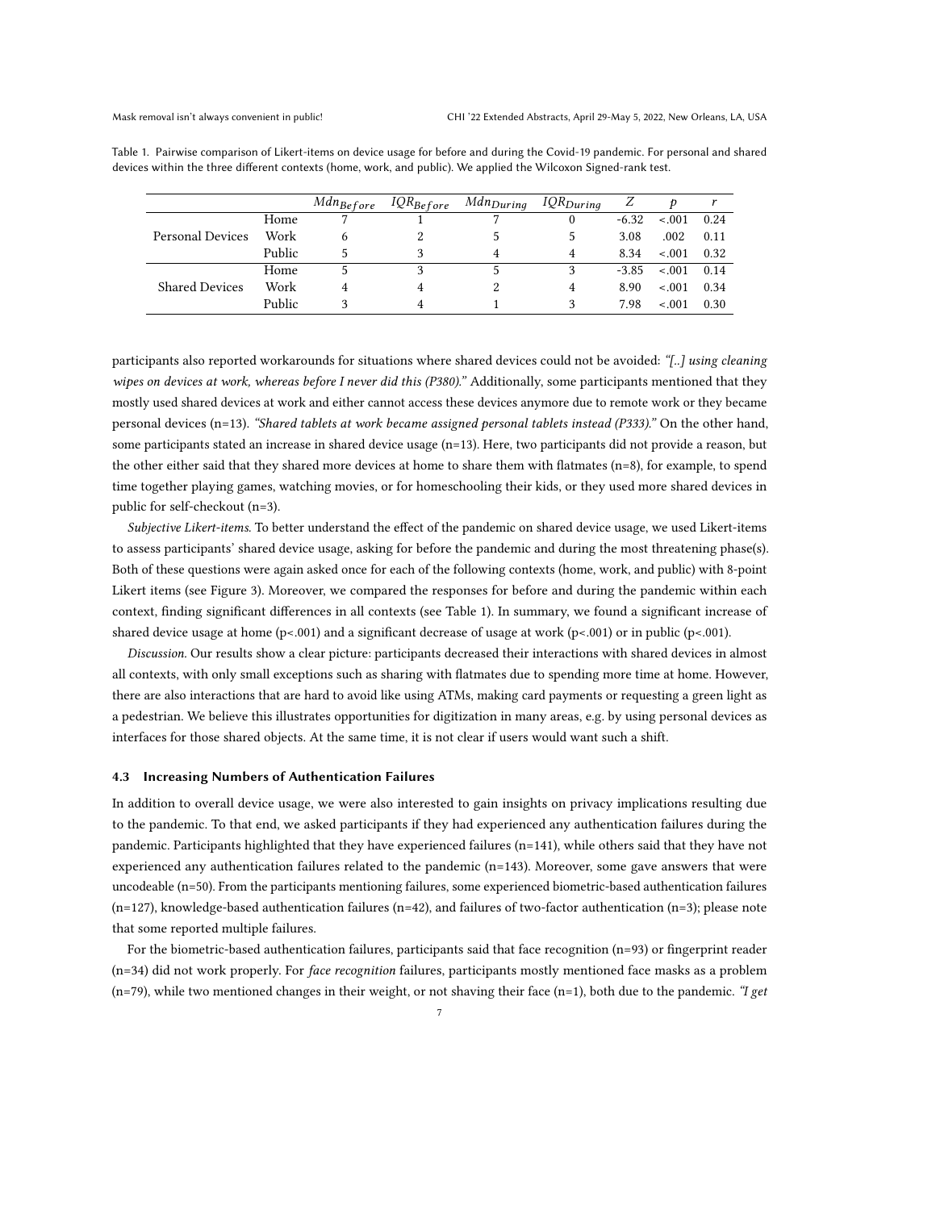Table 1. Pairwise comparison of Likert-items on device usage for before and during the Covid-19 pandemic. For personal and shared devices within the three different contexts (home, work, and public). We applied the Wilcoxon Signed-rank test.

| | | $Mdn_{Before}$ | $IQR_{Before}$ | $Mdn_{During}$ | $IQR_{During}$ | $Z$ | $p$ | $r$ |
|---|---|---|---|---|---|---|---|---|
| Personal Devices | Home | 7 | 1 | 7 | 0 | -6.32 | <.001 | 0.24 |
| | Work | 6 | 2 | 5 | 5 | 3.08 | .002 | 0.11 |
| | Public | 5 | 3 | 4 | 4 | 8.34 | <.001 | 0.32 |
| Shared Devices | Home | 5 | 3 | 5 | 3 | -3.85 | <.001 | 0.14 |
| | Work | 4 | 4 | 2 | 4 | 8.90 | <.001 | 0.34 |
| | Public | 3 | 4 | 1 | 3 | 7.98 | <.001 | 0.30 |

participants also reported workarounds for situations where shared devices could not be avoided: *"[..] using cleaning wipes on devices at work, whereas before I never did this (P380)."* Additionally, some participants mentioned that they mostly used shared devices at work and either cannot access these devices anymore due to remote work or they became personal devices (n=13). *"Shared tablets at work became assigned personal tablets instead (P333)."* On the other hand, some participants stated an increase in shared device usage (n=13). Here, two participants did not provide a reason, but the other either said that they shared more devices at home to share them with flatmates (n=8), for example, to spend time together playing games, watching movies, or for homeschooling their kids, or they used more shared devices in public for self-checkout (n=3).

*Subjective Likert-items.* To better understand the effect of the pandemic on shared device usage, we used Likert-items to assess participants' shared device usage, asking for before the pandemic and during the most threatening phase(s). Both of these questions were again asked once for each of the following contexts (home, work, and public) with 8-point Likert items (see Figure 3). Moreover, we compared the responses for before and during the pandemic within each context, finding significant differences in all contexts (see Table 1). In summary, we found a significant increase of shared device usage at home ($p<.001$) and a significant decrease of usage at work ($p<.001$) or in public ($p<.001$).

*Discussion.* Our results show a clear picture: participants decreased their interactions with shared devices in almost all contexts, with only small exceptions such as sharing with flatmates due to spending more time at home. However, there are also interactions that are hard to avoid like using ATMs, making card payments or requesting a green light as a pedestrian. We believe this illustrates opportunities for digitization in many areas, e.g. by using personal devices as interfaces for those shared objects. At the same time, it is not clear if users would want such a shift.

### 4.3 Increasing Numbers of Authentication Failures

In addition to overall device usage, we were also interested to gain insights on privacy implications resulting due to the pandemic. To that end, we asked participants if they had experienced any authentication failures during the pandemic. Participants highlighted that they have experienced failures (n=141), while others said that they have not experienced any authentication failures related to the pandemic (n=143). Moreover, some gave answers that were uncodeable (n=50). From the participants mentioning failures, some experienced biometric-based authentication failures (n=127), knowledge-based authentication failures (n=42), and failures of two-factor authentication (n=3); please note that some reported multiple failures.

For the biometric-based authentication failures, participants said that face recognition (n=93) or fingerprint reader (n=34) did not work properly. For *face recognition* failures, participants mostly mentioned face masks as a problem (n=79), while two mentioned changes in their weight, or not shaving their face (n=1), both due to the pandemic. *"I get*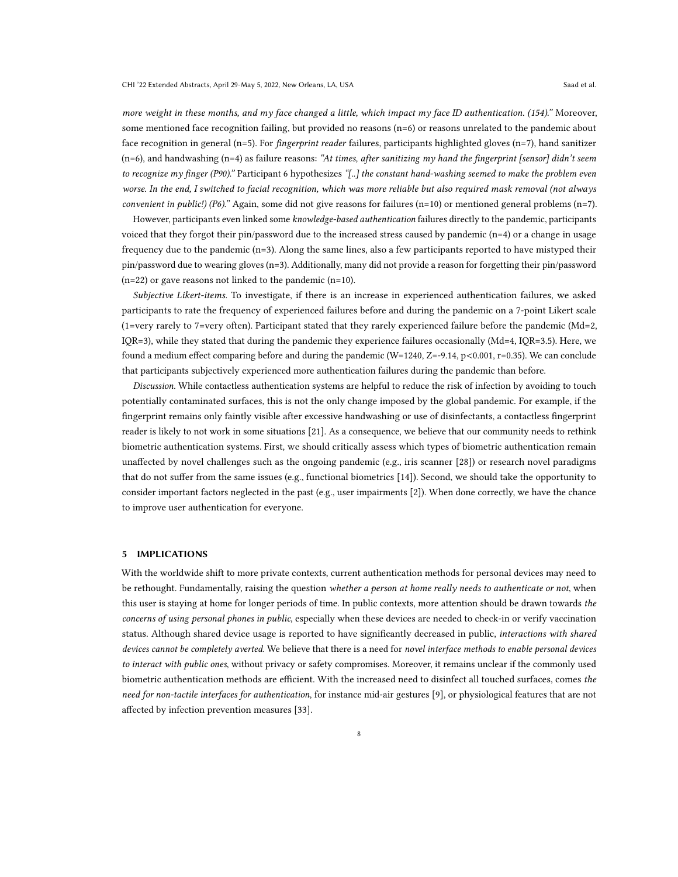*more weight in these months, and my face changed a little, which impact my face ID authentication. (154).*" Moreover, some mentioned face recognition failing, but provided no reasons (n=6) or reasons unrelated to the pandemic about face recognition in general (n=5). For *fingerprint reader* failures, participants highlighted gloves (n=7), hand sanitizer (n=6), and handwashing (n=4) as failure reasons: *"At times, after sanitizing my hand the fingerprint [sensor] didn't seem to recognize my finger (P90)."* Participant 6 hypothesizes *"[..] the constant hand-washing seemed to make the problem even worse. In the end, I switched to facial recognition, which was more reliable but also required mask removal (not always convenient in public!) (P6)."* Again, some did not give reasons for failures (n=10) or mentioned general problems (n=7).

However, participants even linked some *knowledge-based authentication* failures directly to the pandemic, participants voiced that they forgot their pin/password due to the increased stress caused by pandemic (n=4) or a change in usage frequency due to the pandemic (n=3). Along the same lines, also a few participants reported to have mistyped their pin/password due to wearing gloves (n=3). Additionally, many did not provide a reason for forgetting their pin/password (n=22) or gave reasons not linked to the pandemic (n=10).

*Subjective Likert-items.* To investigate, if there is an increase in experienced authentication failures, we asked participants to rate the frequency of experienced failures before and during the pandemic on a 7-point Likert scale (1=very rarely to 7=very often). Participant stated that they rarely experienced failure before the pandemic (Md=2, IQR=3), while they stated that during the pandemic they experience failures occasionally (Md=4, IQR=3.5). Here, we found a medium effect comparing before and during the pandemic ($W=1240$, $Z=-9.14$, $p<0.001$, $r=0.35$). We can conclude that participants subjectively experienced more authentication failures during the pandemic than before.

*Discussion.* While contactless authentication systems are helpful to reduce the risk of infection by avoiding to touch potentially contaminated surfaces, this is not the only change imposed by the global pandemic. For example, if the fingerprint remains only faintly visible after excessive handwashing or use of disinfectants, a contactless fingerprint reader is likely to not work in some situations [21]. As a consequence, we believe that our community needs to rethink biometric authentication systems. First, we should critically assess which types of biometric authentication remain unaffected by novel challenges such as the ongoing pandemic (e.g., iris scanner [28]) or research novel paradigms that do not suffer from the same issues (e.g., functional biometrics [14]). Second, we should take the opportunity to consider important factors neglected in the past (e.g., user impairments [2]). When done correctly, we have the chance to improve user authentication for everyone.

## 5 IMPLICATIONS

With the worldwide shift to more private contexts, current authentication methods for personal devices may need to be rethought. Fundamentally, raising the question *whether a person at home really needs to authenticate or not*, when this user is staying at home for longer periods of time. In public contexts, more attention should be drawn towards *the concerns of using personal phones in public*, especially when these devices are needed to check-in or verify vaccination status. Although shared device usage is reported to have significantly decreased in public, *interactions with shared devices cannot be completely averted*. We believe that there is a need for *novel interface methods to enable personal devices to interact with public ones*, without privacy or safety compromises. Moreover, it remains unclear if the commonly used biometric authentication methods are efficient. With the increased need to disinfect all touched surfaces, comes *the need for non-tactile interfaces for authentication*, for instance mid-air gestures [9], or physiological features that are not affected by infection prevention measures [33].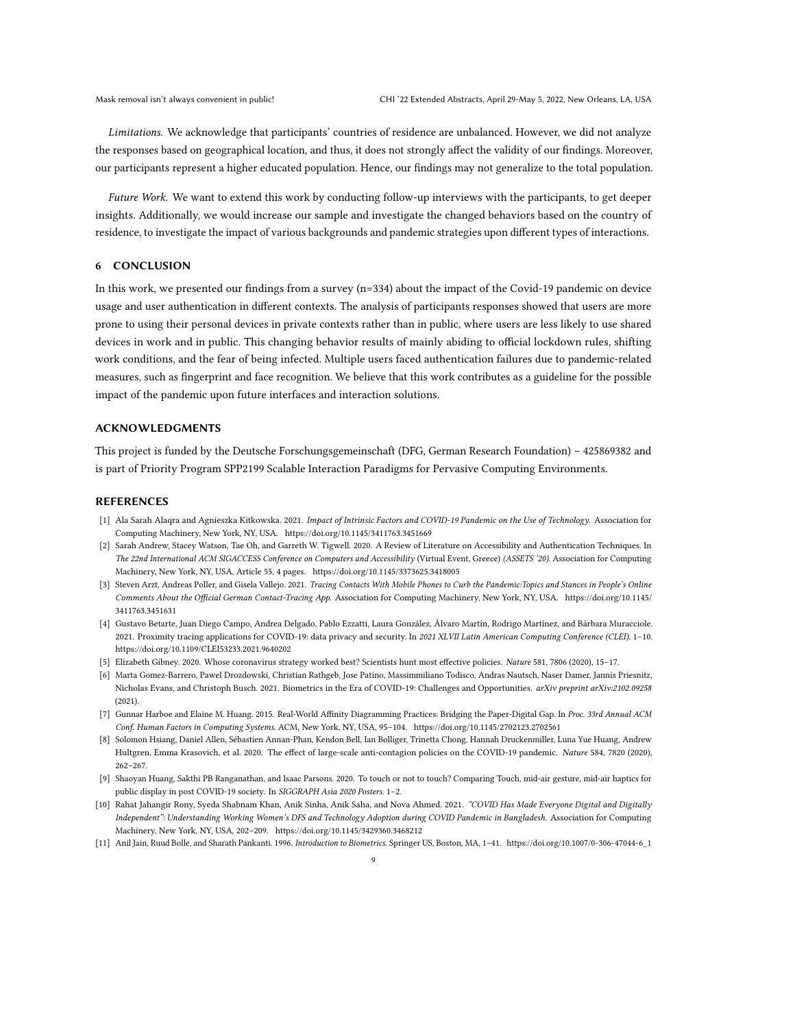*Limitations.* We acknowledge that participants' countries of residence are unbalanced. However, we did not analyze the responses based on geographical location, and thus, it does not strongly affect the validity of our findings. Moreover, our participants represent a higher educated population. Hence, our findings may not generalize to the total population.

*Future Work.* We want to extend this work by conducting follow-up interviews with the participants, to get deeper insights. Additionally, we would increase our sample and investigate the changed behaviors based on the country of residence, to investigate the impact of various backgrounds and pandemic strategies upon different types of interactions.

## 6 CONCLUSION

In this work, we presented our findings from a survey (n=334) about the impact of the Covid-19 pandemic on device usage and user authentication in different contexts. The analysis of participants responses showed that users are more prone to using their personal devices in private contexts rather than in public, where users are less likely to use shared devices in work and in public. This changing behavior results of mainly abiding to official lockdown rules, shifting work conditions, and the fear of being infected. Multiple users faced authentication failures due to pandemic-related measures, such as fingerprint and face recognition. We believe that this work contributes as a guideline for the possible impact of the pandemic upon future interfaces and interaction solutions.

## ACKNOWLEDGMENTS

This project is funded by the Deutsche Forschungsgemeinschaft (DFG, German Research Foundation) – 425869382 and is part of Priority Program SPP2199 Scalable Interaction Paradigms for Pervasive Computing Environments.

## REFERENCES

- [1] Ala Sarah Alaqra and Agnieszka Kitkowska. 2021. *Impact of Intrinsic Factors and COVID-19 Pandemic on the Use of Technology.* Association for Computing Machinery, New York, NY, USA. https://doi.org/10.1145/3411763.3451669
- [2] Sarah Andrew, Stacey Watson, Tae Oh, and Garreth W. Tigwell. 2020. A Review of Literature on Accessibility and Authentication Techniques. In *The 22nd International ACM SIGACCESS Conference on Computers and Accessibility* (Virtual Event, Greece) *(ASSETS '20)*. Association for Computing Machinery, New York, NY, USA, Article 55, 4 pages. https://doi.org/10.1145/3373625.3418005
- [3] Steven Arzt, Andreas Poller, and Gisela Vallejo. 2021. *Tracing Contacts With Mobile Phones to Curb the Pandemic:Topics and Stances in People's Online Comments About the Official German Contact-Tracing App.* Association for Computing Machinery, New York, NY, USA. https://doi.org/10.1145/3411763.3451631
- [4] Gustavo Betarte, Juan Diego Campo, Andrea Delgado, Pablo Ezzatti, Laura González, Álvaro Martín, Rodrigo Martínez, and Bárbara Muracciole. 2021. Proximity tracing applications for COVID-19: data privacy and security. In *2021 XLVII Latin American Computing Conference (CLEI)*. 1–10. https://doi.org/10.1109/CLEI53233.2021.9640202
- [5] Elizabeth Gibney. 2020. Whose coronavirus strategy worked best? Scientists hunt most effective policies. *Nature* 581, 7806 (2020), 15–17.
- [6] Marta Gomez-Barrero, Pawel Drozdowski, Christian Rathgeb, Jose Patino, Massimmiliano Todisco, Andras Nautsch, Naser Damer, Jannis Priesnitz, Nicholas Evans, and Christoph Busch. 2021. Biometrics in the Era of COVID-19: Challenges and Opportunities. *arXiv preprint arXiv:2102.09258* (2021).
- [7] Gunnar Harboe and Elaine M. Huang. 2015. Real-World Affinity Diagramming Practices: Bridging the Paper-Digital Gap. In *Proc. 33rd Annual ACM Conf. Human Factors in Computing Systems*. ACM, New York, NY, USA, 95–104. https://doi.org/10.1145/2702123.2702561
- [8] Solomon Hsiang, Daniel Allen, Sébastien Annan-Phan, Kendon Bell, Ian Bolliger, Trinetta Chong, Hannah Druckenmiller, Luna Yue Huang, Andrew Hultgren, Emma Krasovich, et al. 2020. The effect of large-scale anti-contagion policies on the COVID-19 pandemic. *Nature* 584, 7820 (2020), 262–267.
- [9] Shaoyan Huang, Sakthi PB Ranganathan, and Isaac Parsons. 2020. To touch or not to touch? Comparing Touch, mid-air gesture, mid-air haptics for public display in post COVID-19 society. In *SIGGRAPH Asia 2020 Posters*. 1–2.
- [10] Rahat Jahangir Rony, Syeda Shabnam Khan, Anik Sinha, Anik Saha, and Nova Ahmed. 2021. *"COVID Has Made Everyone Digital and Digitally Independent": Understanding Working Women's DFS and Technology Adoption during COVID Pandemic in Bangladesh.* Association for Computing Machinery, New York, NY, USA, 202–209. https://doi.org/10.1145/3429360.3468212
- [11] Anil Jain, Ruud Bolle, and Sharath Pankanti. 1996. *Introduction to Biometrics.* Springer US, Boston, MA, 1–41. https://doi.org/10.1007/0-306-47044-6_1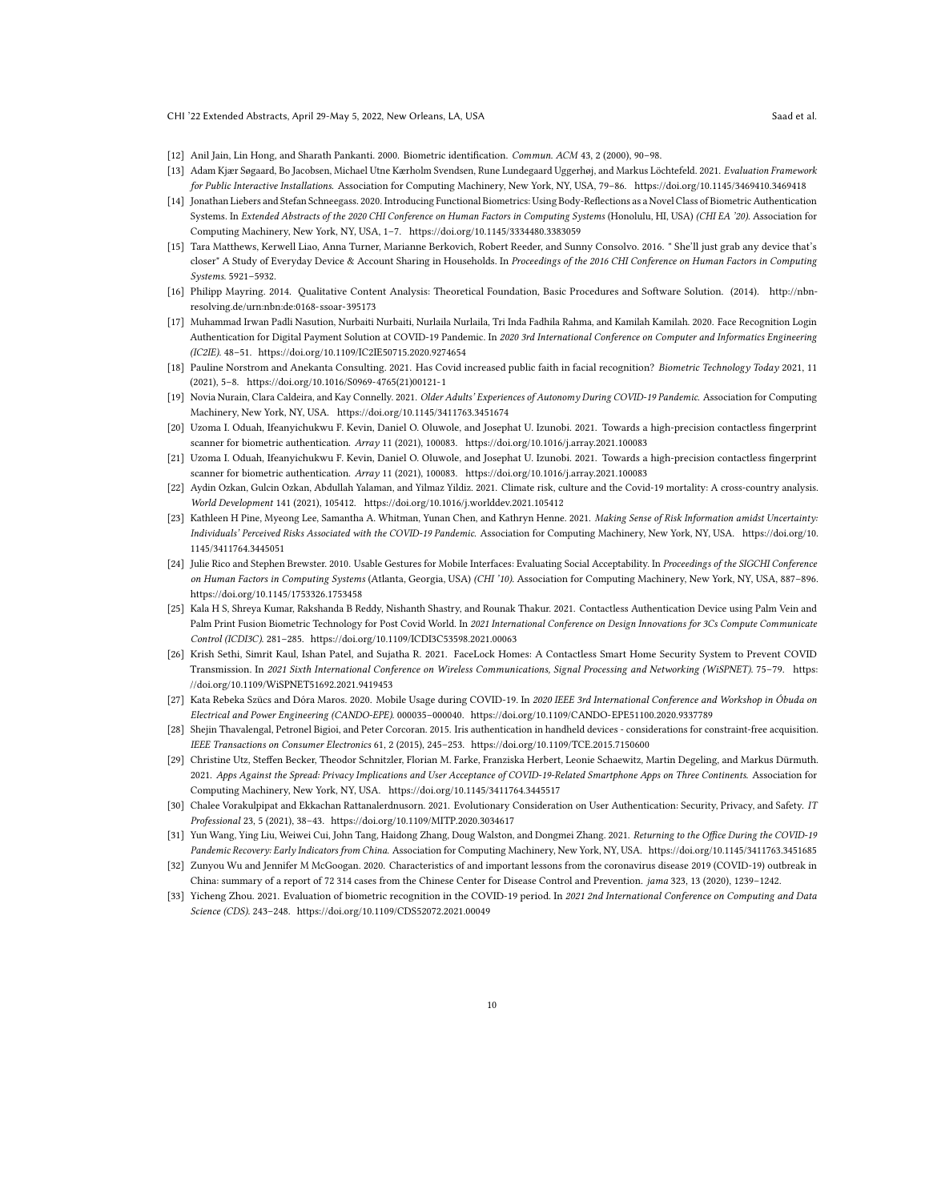[12] Anil Jain, Lin Hong, and Sharath Pankanti. 2000. Biometric identification. *Commun. ACM* 43, 2 (2000), 90–98.

[13] Adam Kjær Søgaard, Bo Jacobsen, Michael Utne Kærholm Svendsen, Rune Lundegaard Uggerhøj, and Markus Löchtefeld. 2021. *Evaluation Framework for Public Interactive Installations*. Association for Computing Machinery, New York, NY, USA, 79–86. https://doi.org/10.1145/3469410.3469418

[14] Jonathan Liebers and Stefan Schneegass. 2020. Introducing Functional Biometrics: Using Body-Reflections as a Novel Class of Biometric Authentication Systems. In *Extended Abstracts of the 2020 CHI Conference on Human Factors in Computing Systems* (Honolulu, HI, USA) *(CHI EA '20)*. Association for Computing Machinery, New York, NY, USA, 1–7. https://doi.org/10.1145/3334480.3383059

[15] Tara Matthews, Kerwell Liao, Anna Turner, Marianne Berkovich, Robert Reeder, and Sunny Consolvo. 2016. " She'll just grab any device that's closer" A Study of Everyday Device & Account Sharing in Households. In *Proceedings of the 2016 CHI Conference on Human Factors in Computing Systems*. 5921–5932.

[16] Philipp Mayring. 2014. Qualitative Content Analysis: Theoretical Foundation, Basic Procedures and Software Solution. (2014). http://nbn-resolving.de/urn:nbn:de:0168-ssoar-395173

[17] Muhammad Irwan Padli Nasution, Nurbaiti Nurbaiti, Nurlaila Nurlaila, Tri Inda Fadhila Rahma, and Kamilah Kamilah. 2020. Face Recognition Login Authentication for Digital Payment Solution at COVID-19 Pandemic. In *2020 3rd International Conference on Computer and Informatics Engineering (IC2IE)*. 48–51. https://doi.org/10.1109/IC2IE50715.2020.9274654

[18] Pauline Norstrom and Anekanta Consulting. 2021. Has Covid increased public faith in facial recognition? *Biometric Technology Today* 2021, 11 (2021), 5–8. https://doi.org/10.1016/S0969-4765(21)00121-1

[19] Novia Nurain, Clara Caldeira, and Kay Connelly. 2021. *Older Adults' Experiences of Autonomy During COVID-19 Pandemic*. Association for Computing Machinery, New York, NY, USA. https://doi.org/10.1145/3411763.3451674

[20] Uzoma I. Oduah, Ifeanyichukwu F. Kevin, Daniel O. Oluwole, and Josephat U. Izunobi. 2021. Towards a high-precision contactless fingerprint scanner for biometric authentication. *Array* 11 (2021), 100083. https://doi.org/10.1016/j.array.2021.100083

[21] Uzoma I. Oduah, Ifeanyichukwu F. Kevin, Daniel O. Oluwole, and Josephat U. Izunobi. 2021. Towards a high-precision contactless fingerprint scanner for biometric authentication. *Array* 11 (2021), 100083. https://doi.org/10.1016/j.array.2021.100083

[22] Aydin Ozkan, Gulcin Ozkan, Abdullah Yalaman, and Yilmaz Yildiz. 2021. Climate risk, culture and the Covid-19 mortality: A cross-country analysis. *World Development* 141 (2021), 105412. https://doi.org/10.1016/j.worlddev.2021.105412

[23] Kathleen H Pine, Myeong Lee, Samantha A. Whitman, Yunan Chen, and Kathryn Henne. 2021. *Making Sense of Risk Information amidst Uncertainty: Individuals' Perceived Risks Associated with the COVID-19 Pandemic*. Association for Computing Machinery, New York, NY, USA. https://doi.org/10.1145/3411764.3445051

[24] Julie Rico and Stephen Brewster. 2010. Usable Gestures for Mobile Interfaces: Evaluating Social Acceptability. In *Proceedings of the SIGCHI Conference on Human Factors in Computing Systems* (Atlanta, Georgia, USA) *(CHI '10)*. Association for Computing Machinery, New York, NY, USA, 887–896. https://doi.org/10.1145/1753326.1753458

[25] Kala H S, Shreya Kumar, Rakshanda B Reddy, Nishanth Shastry, and Rounak Thakur. 2021. Contactless Authentication Device using Palm Vein and Palm Print Fusion Biometric Technology for Post Covid World. In *2021 International Conference on Design Innovations for 3Cs Compute Communicate Control (ICDI3C)*. 281–285. https://doi.org/10.1109/ICDI3C53598.2021.00063

[26] Krish Sethi, Simrit Kaul, Ishan Patel, and Sujatha R. 2021. FaceLock Homes: A Contactless Smart Home Security System to Prevent COVID Transmission. In *2021 Sixth International Conference on Wireless Communications, Signal Processing and Networking (WiSPNET)*. 75–79. https://doi.org/10.1109/WiSPNET51692.2021.9419453

[27] Kata Rebeka Szücs and Dóra Maros. 2020. Mobile Usage during COVID-19. In *2020 IEEE 3rd International Conference and Workshop in Óbuda on Electrical and Power Engineering (CANDO-EPE)*. 000035–000040. https://doi.org/10.1109/CANDO-EPE51100.2020.9337789

[28] Shejin Thavalengal, Petronel Bigioi, and Peter Corcoran. 2015. Iris authentication in handheld devices - considerations for constraint-free acquisition. *IEEE Transactions on Consumer Electronics* 61, 2 (2015), 245–253. https://doi.org/10.1109/TCE.2015.7150600

[29] Christine Utz, Steffen Becker, Theodor Schnitzler, Florian M. Farke, Franziska Herbert, Leonie Schaewitz, Martin Degeling, and Markus Dürmuth. 2021. *Apps Against the Spread: Privacy Implications and User Acceptance of COVID-19-Related Smartphone Apps on Three Continents*. Association for Computing Machinery, New York, NY, USA. https://doi.org/10.1145/3411764.3445517

[30] Chalee Vorakulpipat and Ekkachan Rattanalerdnusorn. 2021. Evolutionary Consideration on User Authentication: Security, Privacy, and Safety. *IT Professional* 23, 5 (2021), 38–43. https://doi.org/10.1109/MITP.2020.3034617

[31] Yun Wang, Ying Liu, Weiwei Cui, John Tang, Haidong Zhang, Doug Walston, and Dongmei Zhang. 2021. *Returning to the Office During the COVID-19 Pandemic Recovery: Early Indicators from China*. Association for Computing Machinery, New York, NY, USA. https://doi.org/10.1145/3411763.3451685

[32] Zunyou Wu and Jennifer M McGoogan. 2020. Characteristics of and important lessons from the coronavirus disease 2019 (COVID-19) outbreak in China: summary of a report of 72 314 cases from the Chinese Center for Disease Control and Prevention. *jama* 323, 13 (2020), 1239–1242.

[33] Yicheng Zhou. 2021. Evaluation of biometric recognition in the COVID-19 period. In *2021 2nd International Conference on Computing and Data Science (CDS)*. 243–248. https://doi.org/10.1109/CDS52072.2021.00049